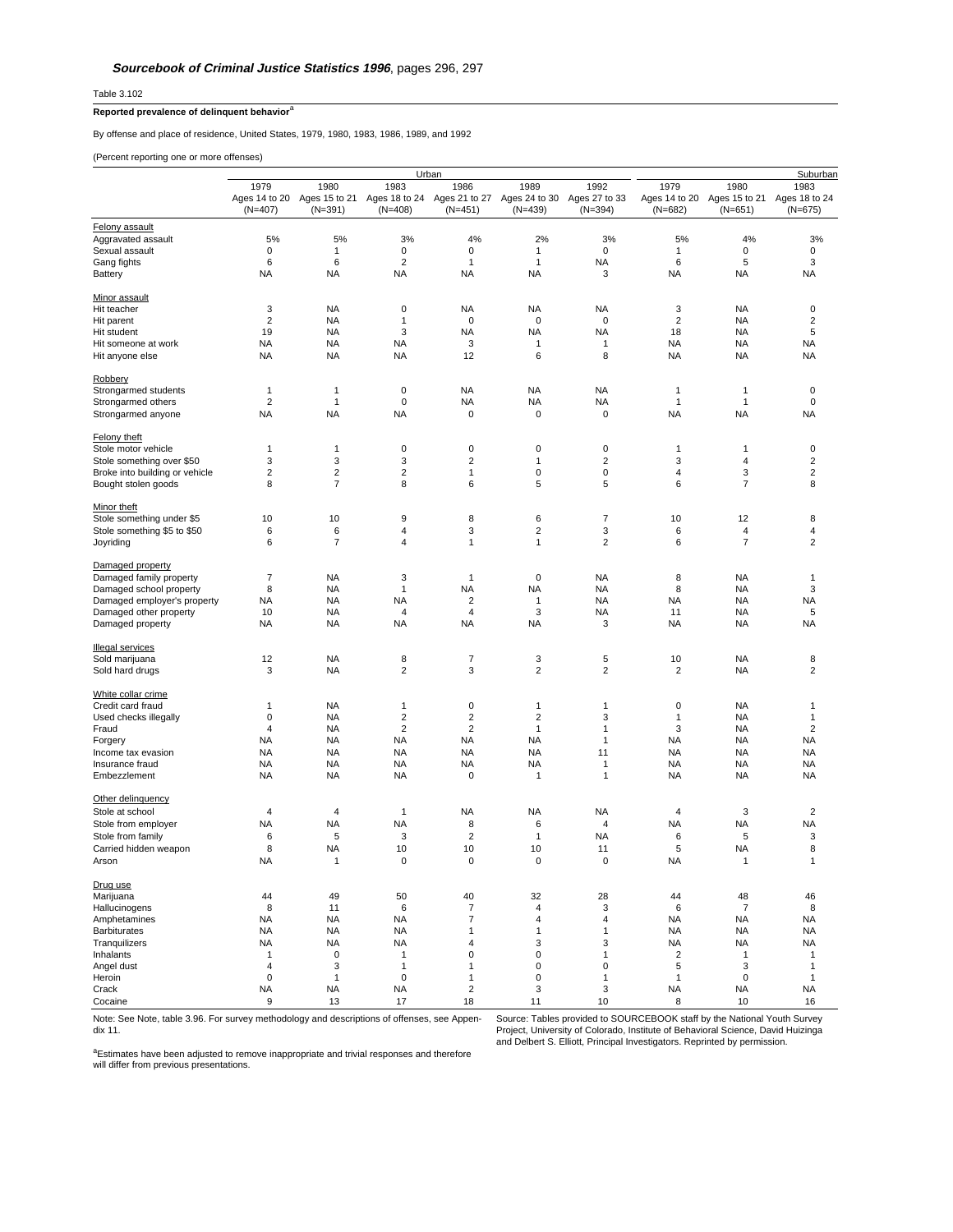***Sourcebook of Criminal Justice Statistics 1996***, pages 296, 297

Table 3.102

**Reported prevalence of delinquent behavior**[a]

By offense and place of residence, United States, 1979, 1980, 1983, 1986, 1989, and 1992

(Percent reporting one or more offenses)

| | Urban | | | | | | Suburban | | |
|---|---|---|---|---|---|---|---|---|---|
| | 1979 Ages 14 to 20 (N=407) | 1980 Ages 15 to 21 (N=391) | 1983 Ages 18 to 24 (N=408) | 1986 Ages 21 to 27 (N=451) | 1989 Ages 24 to 30 (N=439) | 1992 Ages 27 to 33 (N=394) | 1979 Ages 14 to 20 (N=682) | 1980 Ages 15 to 21 (N=651) | 1983 Ages 18 to 24 (N=675) |
| Felony assault | | | | | | | | | |
| Aggravated assault | 5% | 5% | 3% | 4% | 2% | 3% | 5% | 4% | 3% |
| Sexual assault | 0 | 1 | 0 | 0 | 1 | 0 | 1 | 0 | 0 |
| Gang fights | 6 | 6 | 2 | 1 | 1 | NA | 6 | 5 | 3 |
| Battery | NA | NA | NA | NA | NA | 3 | NA | NA | NA |
| Minor assault | | | | | | | | | |
| Hit teacher | 3 | NA | 0 | NA | NA | NA | 3 | NA | 0 |
| Hit parent | 2 | NA | 1 | 0 | 0 | 0 | 2 | NA | 2 |
| Hit student | 19 | NA | 3 | NA | NA | NA | 18 | NA | 5 |
| Hit someone at work | NA | NA | NA | 3 | 1 | 1 | NA | NA | NA |
| Hit anyone else | NA | NA | NA | 12 | 6 | 8 | NA | NA | NA |
| Robbery | | | | | | | | | |
| Strongarmed students | 1 | 1 | 0 | NA | NA | NA | 1 | 1 | 0 |
| Strongarmed others | 2 | 1 | 0 | NA | NA | NA | 1 | 1 | 0 |
| Strongarmed anyone | NA | NA | NA | 0 | 0 | 0 | NA | NA | NA |
| Felony theft | | | | | | | | | |
| Stole motor vehicle | 1 | 1 | 0 | 0 | 0 | 0 | 1 | 1 | 0 |
| Stole something over $50 | 3 | 3 | 3 | 2 | 1 | 2 | 3 | 4 | 2 |
| Broke into building or vehicle | 2 | 2 | 2 | 1 | 0 | 0 | 4 | 3 | 2 |
| Bought stolen goods | 8 | 7 | 8 | 6 | 5 | 5 | 6 | 7 | 8 |
| Minor theft | | | | | | | | | |
| Stole something under $5 | 10 | 10 | 9 | 8 | 6 | 7 | 10 | 12 | 8 |
| Stole something $5 to $50 | 6 | 6 | 4 | 3 | 2 | 3 | 6 | 4 | 4 |
| Joyriding | 6 | 7 | 4 | 1 | 1 | 2 | 6 | 7 | 2 |
| Damaged property | | | | | | | | | |
| Damaged family property | 7 | NA | 3 | 1 | 0 | NA | 8 | NA | 1 |
| Damaged school property | 8 | NA | 1 | NA | NA | NA | 8 | NA | 3 |
| Damaged employer's property | NA | NA | NA | 2 | 1 | NA | NA | NA | NA |
| Damaged other property | 10 | NA | 4 | 4 | 3 | NA | 11 | NA | 5 |
| Damaged property | NA | NA | NA | NA | NA | 3 | NA | NA | NA |
| Illegal services | | | | | | | | | |
| Sold marijuana | 12 | NA | 8 | 7 | 3 | 5 | 10 | NA | 8 |
| Sold hard drugs | 3 | NA | 2 | 3 | 2 | 2 | 2 | NA | 2 |
| White collar crime | | | | | | | | | |
| Credit card fraud | 1 | NA | 1 | 0 | 1 | 1 | 0 | NA | 1 |
| Used checks illegally | 0 | NA | 2 | 2 | 2 | 3 | 1 | NA | 1 |
| Fraud | 4 | NA | 2 | 2 | 1 | 1 | 3 | NA | 2 |
| Forgery | NA | NA | NA | NA | NA | 1 | NA | NA | NA |
| Income tax evasion | NA | NA | NA | NA | NA | 11 | NA | NA | NA |
| Insurance fraud | NA | NA | NA | NA | NA | 1 | NA | NA | NA |
| Embezzlement | NA | NA | NA | 0 | 1 | 1 | NA | NA | NA |
| Other delinquency | | | | | | | | | |
| Stole at school | 4 | 4 | 1 | NA | NA | NA | 4 | 3 | 2 |
| Stole from employer | NA | NA | NA | 8 | 6 | 4 | NA | NA | NA |
| Stole from family | 6 | 5 | 3 | 2 | 1 | NA | 6 | 5 | 3 |
| Carried hidden weapon | 8 | NA | 10 | 10 | 10 | 11 | 5 | NA | 8 |
| Arson | NA | 1 | 0 | 0 | 0 | 0 | NA | 1 | 1 |
| Drug use | | | | | | | | | |
| Marijuana | 44 | 49 | 50 | 40 | 32 | 28 | 44 | 48 | 46 |
| Hallucinogens | 8 | 11 | 6 | 7 | 4 | 3 | 6 | 7 | 8 |
| Amphetamines | NA | NA | NA | 7 | 4 | 4 | NA | NA | NA |
| Barbiturates | NA | NA | NA | 1 | 1 | 1 | NA | NA | NA |
| Tranquilizers | NA | NA | NA | 4 | 3 | 3 | NA | NA | NA |
| Inhalants | 1 | 0 | 1 | 0 | 0 | 1 | 2 | 1 | 1 |
| Angel dust | 4 | 3 | 1 | 1 | 0 | 0 | 5 | 3 | 1 |
| Heroin | 0 | 1 | 0 | 1 | 0 | 1 | 1 | 0 | 1 |
| Crack | NA | NA | NA | 2 | 3 | 3 | NA | NA | NA |
| Cocaine | 9 | 13 | 17 | 18 | 11 | 10 | 8 | 10 | 16 |

Note: See Note, table 3.96. For survey methodology and descriptions of offenses, see Appendix 11.

[a]Estimates have been adjusted to remove inappropriate and trivial responses and therefore will differ from previous presentations.

Source: Tables provided to SOURCEBOOK staff by the National Youth Survey Project, University of Colorado, Institute of Behavioral Science, David Huizinga and Delbert S. Elliott, Principal Investigators. Reprinted by permission.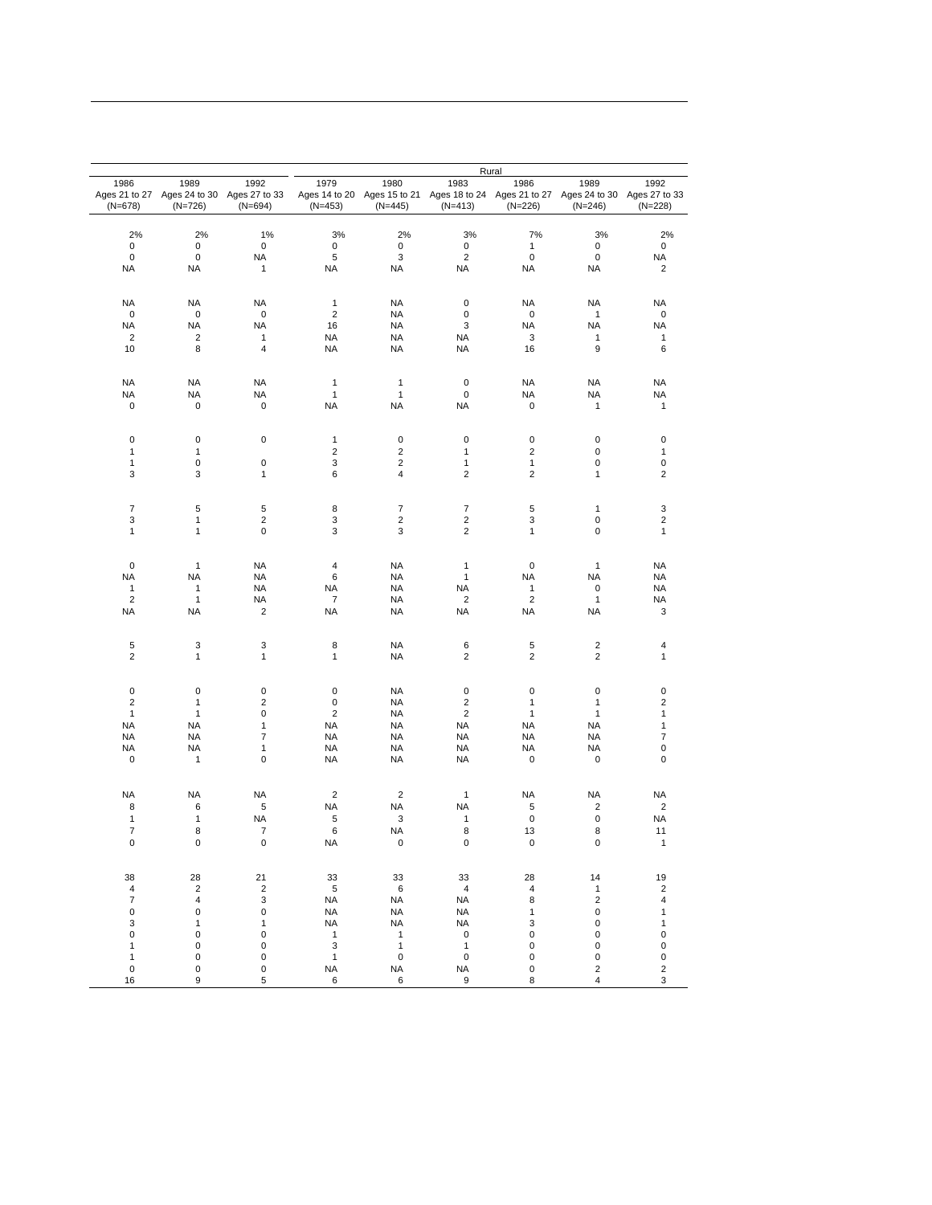| 1986 | 1989 | 1992 | Rural 1979 | 1980 | 1983 | 1986 | 1989 | 1992 |
|---|---|---|---|---|---|---|---|---|
| Ages 21 to 27 (N=678) | Ages 24 to 30 (N=726) | Ages 27 to 33 (N=694) | Ages 14 to 20 (N=453) | Ages 15 to 21 (N=445) | Ages 18 to 24 (N=413) | Ages 21 to 27 (N=226) | Ages 24 to 30 (N=246) | Ages 27 to 33 (N=228) |
| 2% | 2% | 1% | 3% | 2% | 3% | 7% | 3% | 2% |
| 0 | 0 | 0 | 0 | 0 | 0 | 1 | 0 | 0 |
| 0 | 0 | NA | 5 | 3 | 2 | 0 | 0 | NA |
| NA | NA | 1 | NA | NA | NA | NA | NA | 2 |
| | | | | | | | | |
| NA | NA | NA | 1 | NA | 0 | NA | NA | NA |
| 0 | 0 | 0 | 2 | NA | 0 | 0 | 1 | 0 |
| NA | NA | NA | 16 | NA | 3 | NA | NA | NA |
| 2 | 2 | 1 | NA | NA | NA | 3 | 1 | 1 |
| 10 | 8 | 4 | NA | NA | NA | 16 | 9 | 6 |
| | | | | | | | | |
| NA | NA | NA | 1 | 1 | 0 | NA | NA | NA |
| NA | NA | NA | 1 | 1 | 0 | NA | NA | NA |
| 0 | 0 | 0 | NA | NA | NA | 0 | 1 | 1 |
| | | | | | | | | |
| 0 | 0 | 0 | 1 | 0 | 0 | 0 | 0 | 0 |
| 1 | 1 | | 2 | 2 | 1 | 2 | 0 | 1 |
| 1 | 0 | 0 | 3 | 2 | 1 | 1 | 0 | 0 |
| 3 | 3 | 1 | 6 | 4 | 2 | 2 | 1 | 2 |
| | | | | | | | | |
| 7 | 5 | 5 | 8 | 7 | 7 | 5 | 1 | 3 |
| 3 | 1 | 2 | 3 | 2 | 2 | 3 | 0 | 2 |
| 1 | 1 | 0 | 3 | 3 | 2 | 1 | 0 | 1 |
| | | | | | | | | |
| 0 | 1 | NA | 4 | NA | 1 | 0 | 1 | NA |
| NA | NA | NA | 6 | NA | 1 | NA | NA | NA |
| 1 | 1 | NA | NA | NA | NA | 1 | 0 | NA |
| 2 | 1 | NA | 7 | NA | 2 | 2 | 1 | NA |
| NA | NA | 2 | NA | NA | NA | NA | NA | 3 |
| | | | | | | | | |
| 5 | 3 | 3 | 8 | NA | 6 | 5 | 2 | 4 |
| 2 | 1 | 1 | 1 | NA | 2 | 2 | 2 | 1 |
| | | | | | | | | |
| 0 | 0 | 0 | 0 | NA | 0 | 0 | 0 | 0 |
| 2 | 1 | 2 | 0 | NA | 2 | 1 | 1 | 2 |
| 1 | 1 | 0 | 2 | NA | 2 | 1 | 1 | 1 |
| NA | NA | 1 | NA | NA | NA | NA | NA | 1 |
| NA | NA | 7 | NA | NA | NA | NA | NA | 7 |
| NA | NA | 1 | NA | NA | NA | NA | NA | 0 |
| 0 | 1 | 0 | NA | NA | NA | 0 | 0 | 0 |
| | | | | | | | | |
| NA | NA | NA | 2 | 2 | 1 | NA | NA | NA |
| 8 | 6 | 5 | NA | NA | NA | 5 | 2 | 2 |
| 1 | 1 | NA | 5 | 3 | 1 | 0 | 0 | NA |
| 7 | 8 | 7 | 6 | NA | 8 | 13 | 8 | 11 |
| 0 | 0 | 0 | NA | 0 | 0 | 0 | 0 | 1 |
| | | | | | | | | |
| 38 | 28 | 21 | 33 | 33 | 33 | 28 | 14 | 19 |
| 4 | 2 | 2 | 5 | 6 | 4 | 4 | 1 | 2 |
| 7 | 4 | 3 | NA | NA | NA | 8 | 2 | 4 |
| 0 | 0 | 0 | NA | NA | NA | 1 | 0 | 1 |
| 3 | 1 | 1 | NA | NA | NA | 3 | 0 | 1 |
| 0 | 0 | 0 | 1 | 1 | 0 | 0 | 0 | 0 |
| 1 | 0 | 0 | 3 | 1 | 1 | 0 | 0 | 0 |
| 1 | 0 | 0 | 1 | 0 | 0 | 0 | 0 | 0 |
| 0 | 0 | 0 | NA | NA | NA | 0 | 2 | 2 |
| 16 | 9 | 5 | 6 | 6 | 9 | 8 | 4 | 3 |